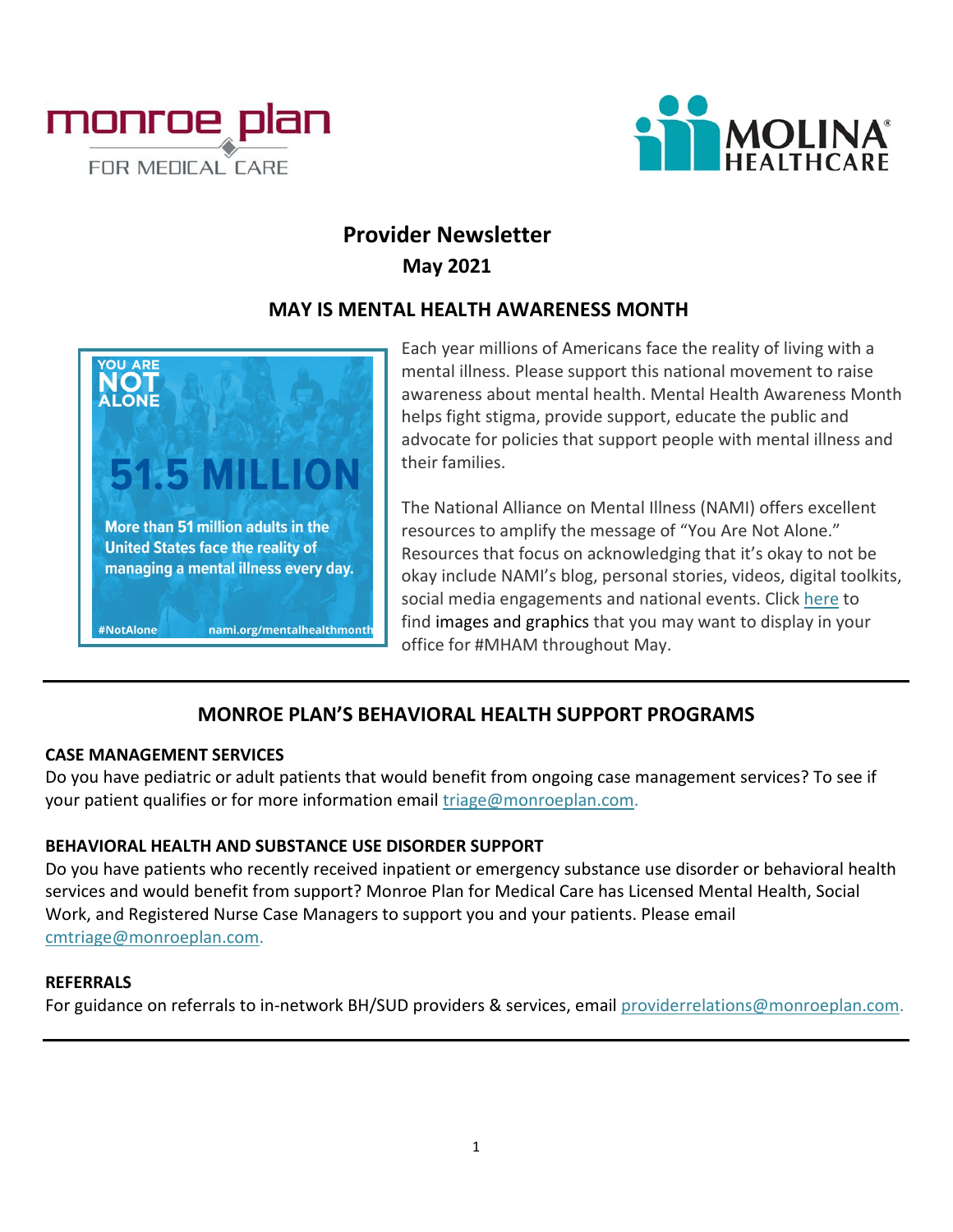# Provider Newsletter

## May 2021

## MAY IS MENTAL HEALTH AWARENESS MONTH

YOU ARE NOT ALONE

51.5 MILLION

More than 51 million adults in the United States face the reality of managing a mental illness every day.

#NotAlone nami.org/mentalhealthmonth

Each year millions of Americans face the reality of living with a mental illness. Please support this national movement to raise awareness about mental health. Mental Health Awareness Month helps fight stigma, provide support, educate the public and advocate for policies that support people with mental illness and their families.

The National Alliance on Mental Illness (NAMI) offers excellent resources to amplify the message of "You Are Not Alone." Resources that focus on acknowledging that it's okay to not be okay include NAMI's blog, personal stories, videos, digital toolkits, social media engagements and national events. Click here to find images and graphics that you may want to display in your office for #MHAM throughout May.

---

## MONROE PLAN'S BEHAVIORAL HEALTH SUPPORT PROGRAMS

**CASE MANAGEMENT SERVICES**

Do you have pediatric or adult patients that would benefit from ongoing case management services? To see if your patient qualifies or for more information email triage@monroeplan.com.

**BEHAVIORAL HEALTH AND SUBSTANCE USE DISORDER SUPPORT**

Do you have patients who recently received inpatient or emergency substance use disorder or behavioral health services and would benefit from support? Monroe Plan for Medical Care has Licensed Mental Health, Social Work, and Registered Nurse Case Managers to support you and your patients. Please email cmtriage@monroeplan.com.

**REFERRALS**

For guidance on referrals to in-network BH/SUD providers & services, email providerrelations@monroeplan.com.

---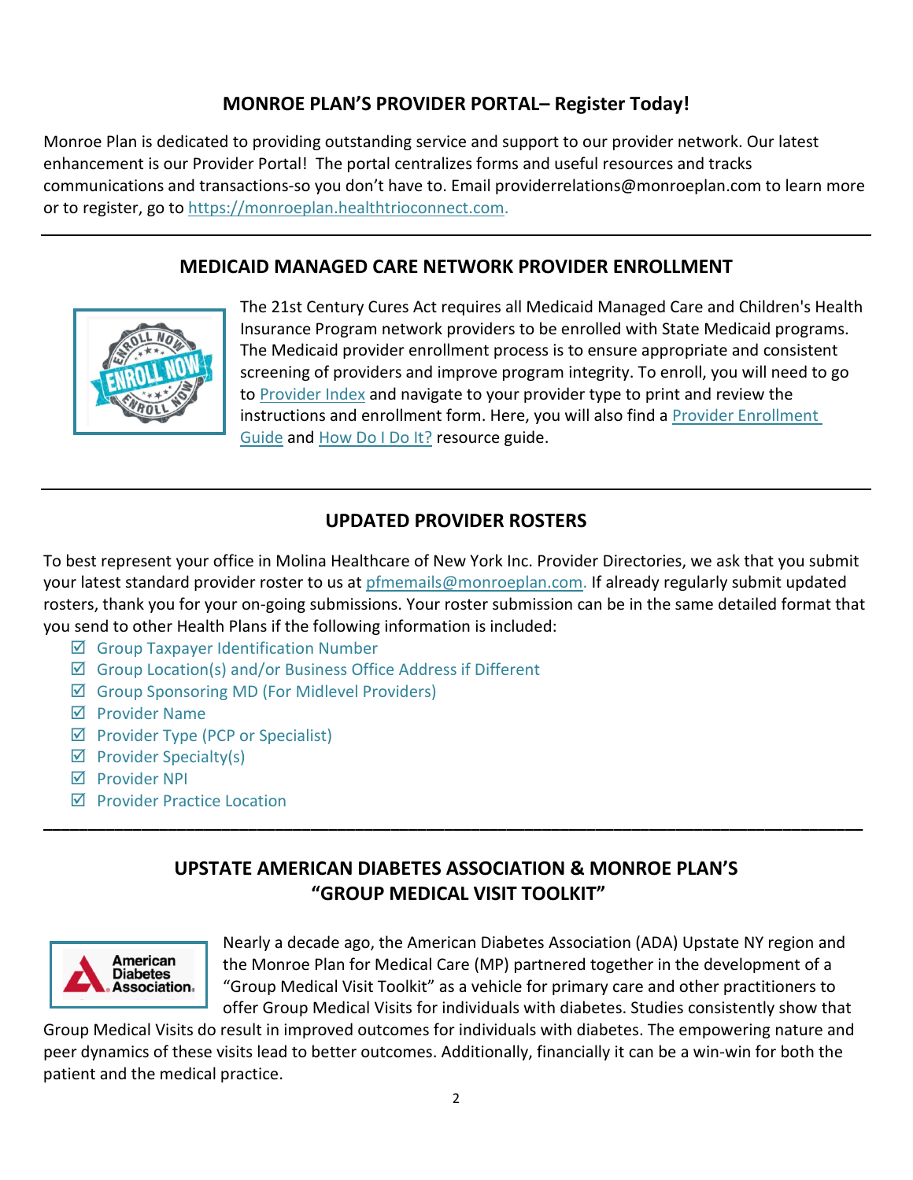## MONROE PLAN'S PROVIDER PORTAL– Register Today!

Monroe Plan is dedicated to providing outstanding service and support to our provider network. Our latest enhancement is our Provider Portal! The portal centralizes forms and useful resources and tracks communications and transactions-so you don't have to. Email providerrelations@monroeplan.com to learn more or to register, go to https://monroeplan.healthtrioconnect.com.

---

## MEDICAID MANAGED CARE NETWORK PROVIDER ENROLLMENT

The 21st Century Cures Act requires all Medicaid Managed Care and Children's Health Insurance Program network providers to be enrolled with State Medicaid programs. The Medicaid provider enrollment process is to ensure appropriate and consistent screening of providers and improve program integrity. To enroll, you will need to go to Provider Index and navigate to your provider type to print and review the instructions and enrollment form. Here, you will also find a Provider Enrollment Guide and How Do I Do It? resource guide.

---

## UPDATED PROVIDER ROSTERS

To best represent your office in Molina Healthcare of New York Inc. Provider Directories, we ask that you submit your latest standard provider roster to us at pfmemails@monroeplan.com. If already regularly submit updated rosters, thank you for your on-going submissions. Your roster submission can be in the same detailed format that you send to other Health Plans if the following information is included:

- ☑ Group Taxpayer Identification Number
- ☑ Group Location(s) and/or Business Office Address if Different
- ☑ Group Sponsoring MD (For Midlevel Providers)
- ☑ Provider Name
- ☑ Provider Type (PCP or Specialist)
- ☑ Provider Specialty(s)
- ☑ Provider NPI
- ☑ Provider Practice Location

---

## UPSTATE AMERICAN DIABETES ASSOCIATION & MONROE PLAN'S "GROUP MEDICAL VISIT TOOLKIT"

Nearly a decade ago, the American Diabetes Association (ADA) Upstate NY region and the Monroe Plan for Medical Care (MP) partnered together in the development of a "Group Medical Visit Toolkit" as a vehicle for primary care and other practitioners to offer Group Medical Visits for individuals with diabetes. Studies consistently show that Group Medical Visits do result in improved outcomes for individuals with diabetes. The empowering nature and peer dynamics of these visits lead to better outcomes. Additionally, financially it can be a win-win for both the patient and the medical practice.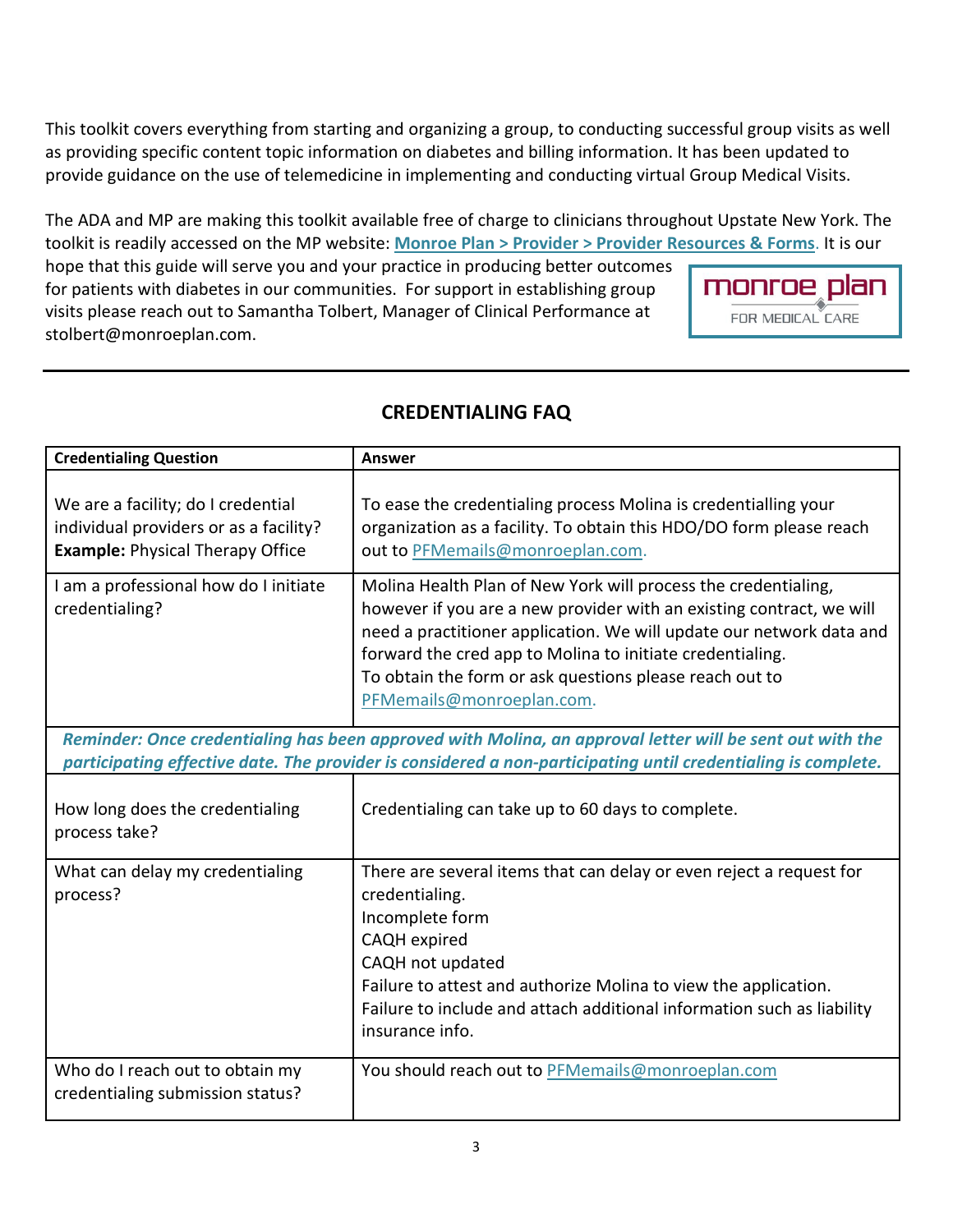This toolkit covers everything from starting and organizing a group, to conducting successful group visits as well as providing specific content topic information on diabetes and billing information. It has been updated to provide guidance on the use of telemedicine in implementing and conducting virtual Group Medical Visits.

The ADA and MP are making this toolkit available free of charge to clinicians throughout Upstate New York. The toolkit is readily accessed on the MP website: **Monroe Plan > Provider > Provider Resources & Forms**. It is our hope that this guide will serve you and your practice in producing better outcomes for patients with diabetes in our communities. For support in establishing group visits please reach out to Samantha Tolbert, Manager of Clinical Performance at stolbert@monroeplan.com.

monroe plan FOR MEDICAL CARE

---

## CREDENTIALING FAQ

| **Credentialing Question** | **Answer** |
|---|---|
| We are a facility; do I credential individual providers or as a facility? **Example:** Physical Therapy Office | To ease the credentialing process Molina is credentialling your organization as a facility. To obtain this HDO/DO form please reach out to PFMemails@monroeplan.com. |
| I am a professional how do I initiate credentialing? | Molina Health Plan of New York will process the credentialing, however if you are a new provider with an existing contract, we will need a practitioner application. We will update our network data and forward the cred app to Molina to initiate credentialing. To obtain the form or ask questions please reach out to PFMemails@monroeplan.com. |
| ***Reminder: Once credentialing has been approved with Molina, an approval letter will be sent out with the participating effective date. The provider is considered a non-participating until credentialing is complete.*** | |
| How long does the credentialing process take? | Credentialing can take up to 60 days to complete. |
| What can delay my credentialing process? | There are several items that can delay or even reject a request for credentialing.<br>Incomplete form<br>CAQH expired<br>CAQH not updated<br>Failure to attest and authorize Molina to view the application.<br>Failure to include and attach additional information such as liability insurance info. |
| Who do I reach out to obtain my credentialing submission status? | You should reach out to PFMemails@monroeplan.com |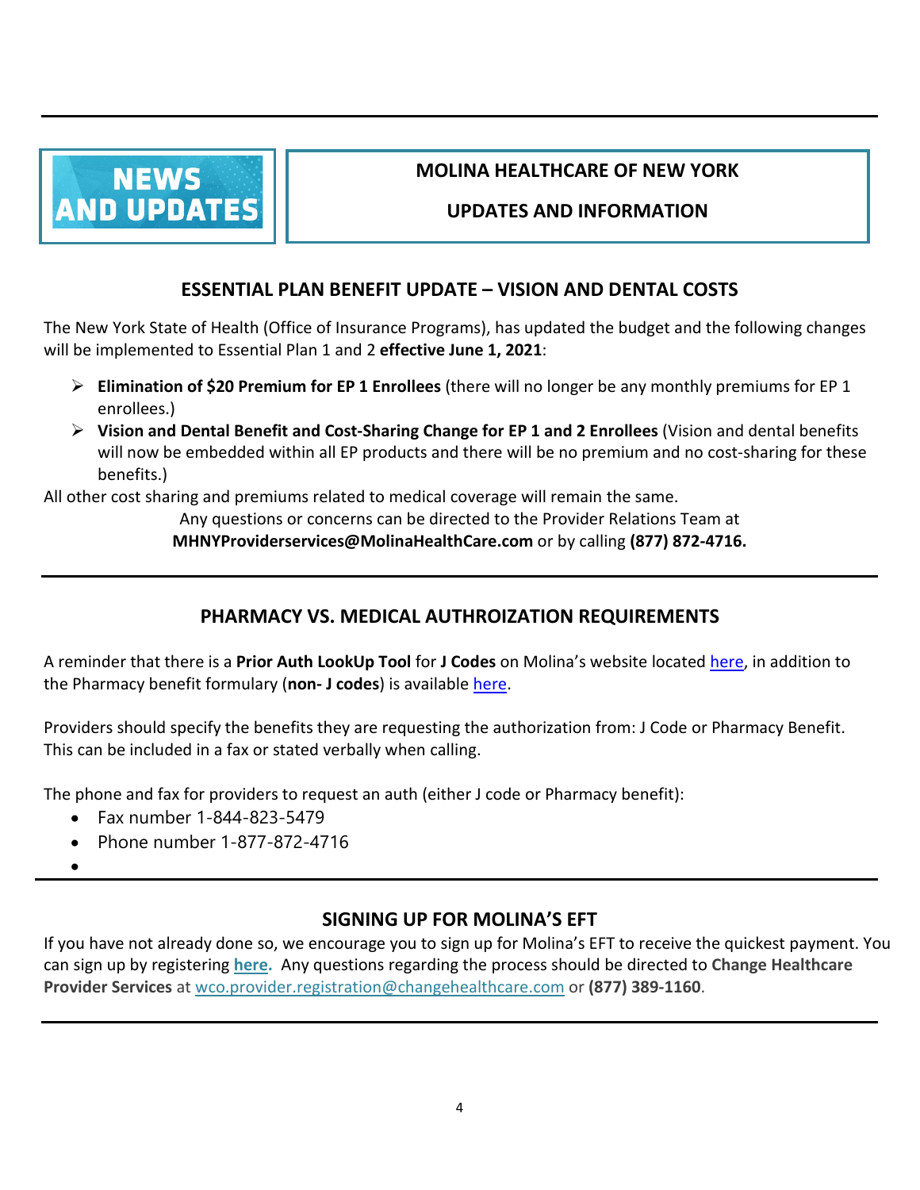**NEWS AND UPDATES**

# MOLINA HEALTHCARE OF NEW YORK

## UPDATES AND INFORMATION

## ESSENTIAL PLAN BENEFIT UPDATE – VISION AND DENTAL COSTS

The New York State of Health (Office of Insurance Programs), has updated the budget and the following changes will be implemented to Essential Plan 1 and 2 **effective June 1, 2021**:

- **Elimination of $20 Premium for EP 1 Enrollees** (there will no longer be any monthly premiums for EP 1 enrollees.)
- **Vision and Dental Benefit and Cost-Sharing Change for EP 1 and 2 Enrollees** (Vision and dental benefits will now be embedded within all EP products and there will be no premium and no cost-sharing for these benefits.)

All other cost sharing and premiums related to medical coverage will remain the same.

Any questions or concerns can be directed to the Provider Relations Team at **MHNYProviderservices@MolinaHealthCare.com** or by calling **(877) 872-4716.**

## PHARMACY VS. MEDICAL AUTHROIZATION REQUIREMENTS

A reminder that there is a **Prior Auth LookUp Tool** for **J Codes** on Molina's website located here, in addition to the Pharmacy benefit formulary (**non- J codes**) is available here.

Providers should specify the benefits they are requesting the authorization from: J Code or Pharmacy Benefit. This can be included in a fax or stated verbally when calling.

The phone and fax for providers to request an auth (either J code or Pharmacy benefit):

- Fax number 1-844-823-5479
- Phone number 1-877-872-4716

## SIGNING UP FOR MOLINA'S EFT

If you have not already done so, we encourage you to sign up for Molina's EFT to receive the quickest payment. You can sign up by registering **here.** Any questions regarding the process should be directed to **Change Healthcare Provider Services** at wco.provider.registration@changehealthcare.com or **(877) 389-1160**.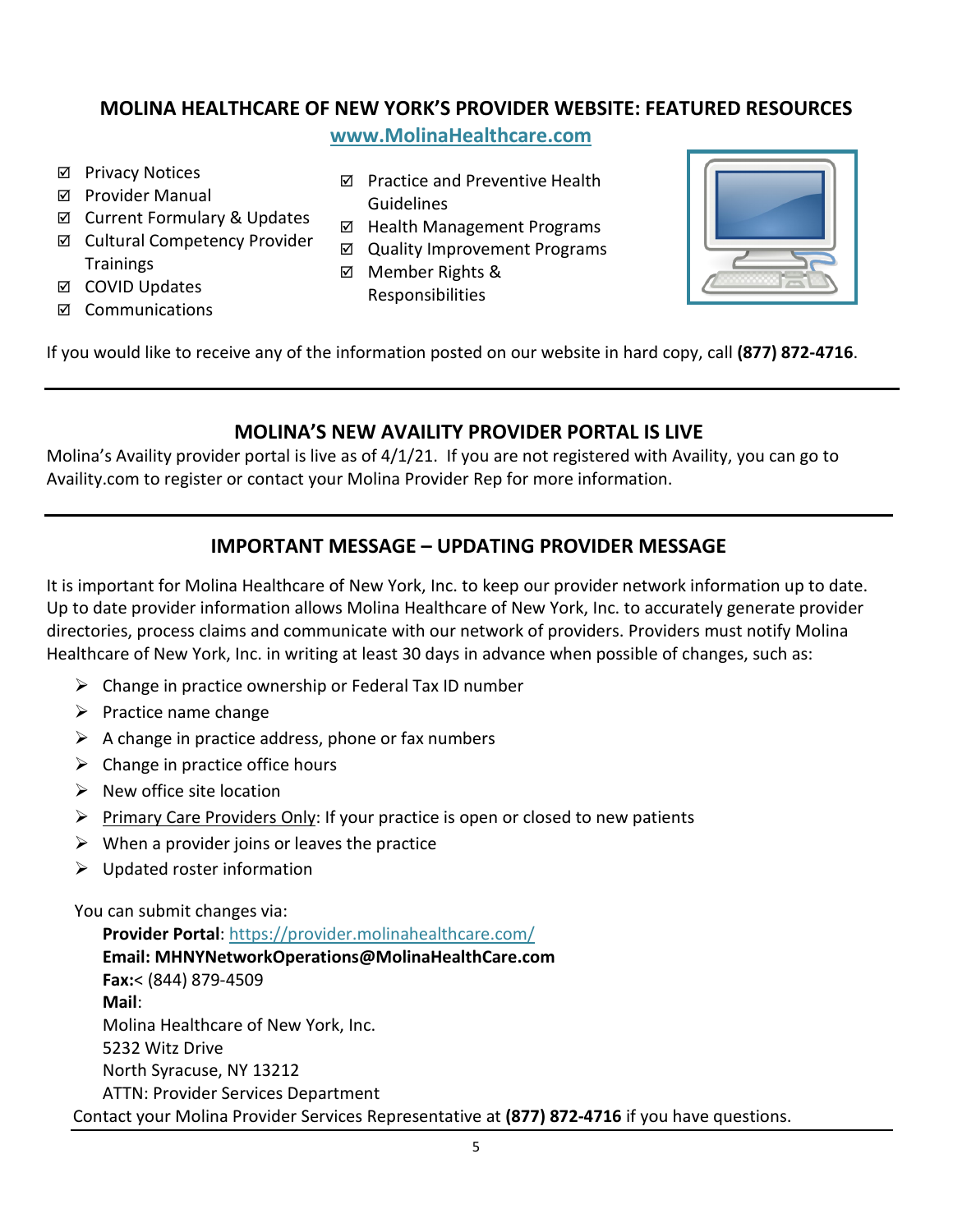## MOLINA HEALTHCARE OF NEW YORK'S PROVIDER WEBSITE: FEATURED RESOURCES

**www.MolinaHealthcare.com**

- ☑ Privacy Notices
- ☑ Provider Manual
- ☑ Current Formulary & Updates
- ☑ Cultural Competency Provider Trainings
- ☑ COVID Updates
- ☑ Communications
- ☑ Practice and Preventive Health Guidelines
- ☑ Health Management Programs
- ☑ Quality Improvement Programs
- ☑ Member Rights & Responsibilities

If you would like to receive any of the information posted on our website in hard copy, call **(877) 872-4716**.

---

## MOLINA'S NEW AVAILITY PROVIDER PORTAL IS LIVE

Molina's Availity provider portal is live as of 4/1/21. If you are not registered with Availity, you can go to Availity.com to register or contact your Molina Provider Rep for more information.

---

## IMPORTANT MESSAGE – UPDATING PROVIDER MESSAGE

It is important for Molina Healthcare of New York, Inc. to keep our provider network information up to date. Up to date provider information allows Molina Healthcare of New York, Inc. to accurately generate provider directories, process claims and communicate with our network of providers. Providers must notify Molina Healthcare of New York, Inc. in writing at least 30 days in advance when possible of changes, such as:

- Change in practice ownership or Federal Tax ID number
- Practice name change
- A change in practice address, phone or fax numbers
- Change in practice office hours
- New office site location
- Primary Care Providers Only: If your practice is open or closed to new patients
- When a provider joins or leaves the practice
- Updated roster information

You can submit changes via:

**Provider Portal**: https://provider.molinahealthcare.com/
**Email: MHNYNetworkOperations@MolinaHealthCare.com**
**Fax:**< (844) 879-4509
**Mail**:
Molina Healthcare of New York, Inc.
5232 Witz Drive
North Syracuse, NY 13212
ATTN: Provider Services Department

Contact your Molina Provider Services Representative at **(877) 872-4716** if you have questions.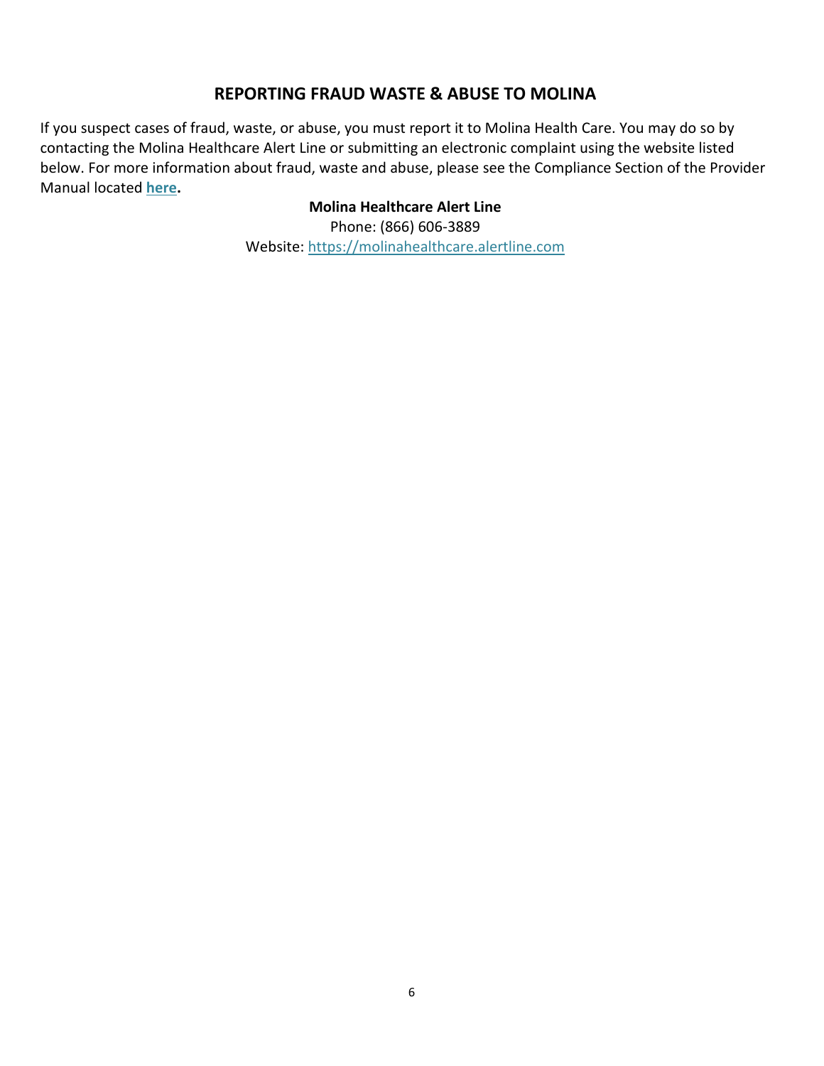## REPORTING FRAUD WASTE & ABUSE TO MOLINA

If you suspect cases of fraud, waste, or abuse, you must report it to Molina Health Care. You may do so by contacting the Molina Healthcare Alert Line or submitting an electronic complaint using the website listed below. For more information about fraud, waste and abuse, please see the Compliance Section of the Provider Manual located **here.**

**Molina Healthcare Alert Line**

Phone: (866) 606-3889

Website: https://molinahealthcare.alertline.com